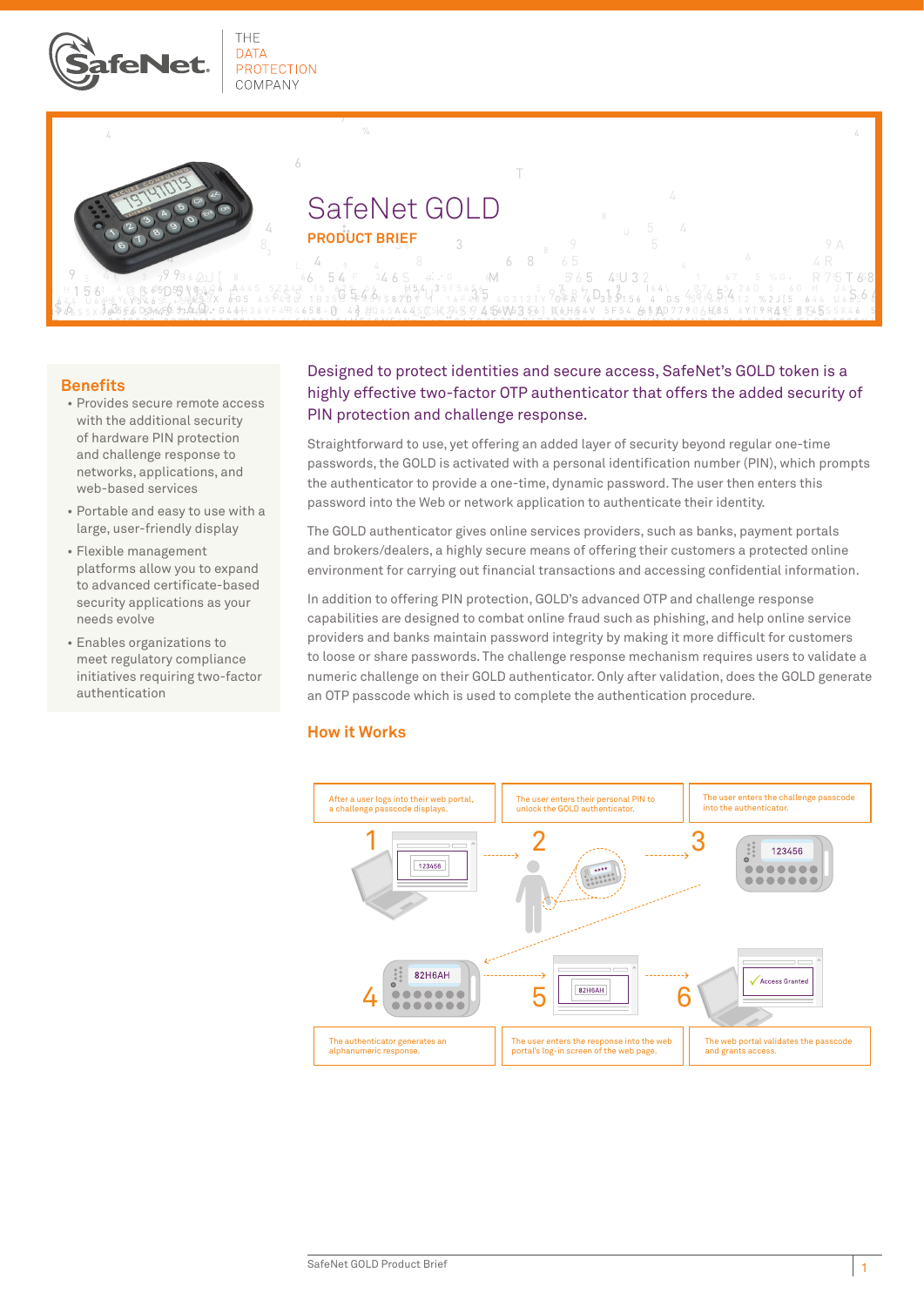SafeNet — THE DATA PROTECTION COMPANY

# SafeNet GOLD

## PRODUCT BRIEF

### Benefits

- Provides secure remote access with the additional security of hardware PIN protection and challenge response to networks, applications, and web-based services
- Portable and easy to use with a large, user-friendly display
- Flexible management platforms allow you to expand to advanced certificate-based security applications as your needs evolve
- Enables organizations to meet regulatory compliance initiatives requiring two-factor authentication

Designed to protect identities and secure access, SafeNet's GOLD token is a highly effective two-factor OTP authenticator that offers the added security of PIN protection and challenge response.

Straightforward to use, yet offering an added layer of security beyond regular one-time passwords, the GOLD is activated with a personal identification number (PIN), which prompts the authenticator to provide a one-time, dynamic password. The user then enters this password into the Web or network application to authenticate their identity.

The GOLD authenticator gives online services providers, such as banks, payment portals and brokers/dealers, a highly secure means of offering their customers a protected online environment for carrying out financial transactions and accessing confidential information.

In addition to offering PIN protection, GOLD's advanced OTP and challenge response capabilities are designed to combat online fraud such as phishing, and help online service providers and banks maintain password integrity by making it more difficult for customers to loose or share passwords. The challenge response mechanism requires users to validate a numeric challenge on their GOLD authenticator. Only after validation, does the GOLD generate an OTP passcode which is used to complete the authentication procedure.

### How it Works

1. After a user logs into their web portal, a challenge passcode displays.
2. The user enters their personal PIN to unlock the GOLD authenticator.
3. The user enters the challenge passcode into the authenticator.
4. The authenticator generates an alphanumeric response.
5. The user enters the response into the web portal's log-in screen of the web page.
6. The web portal validates the passcode and grants access.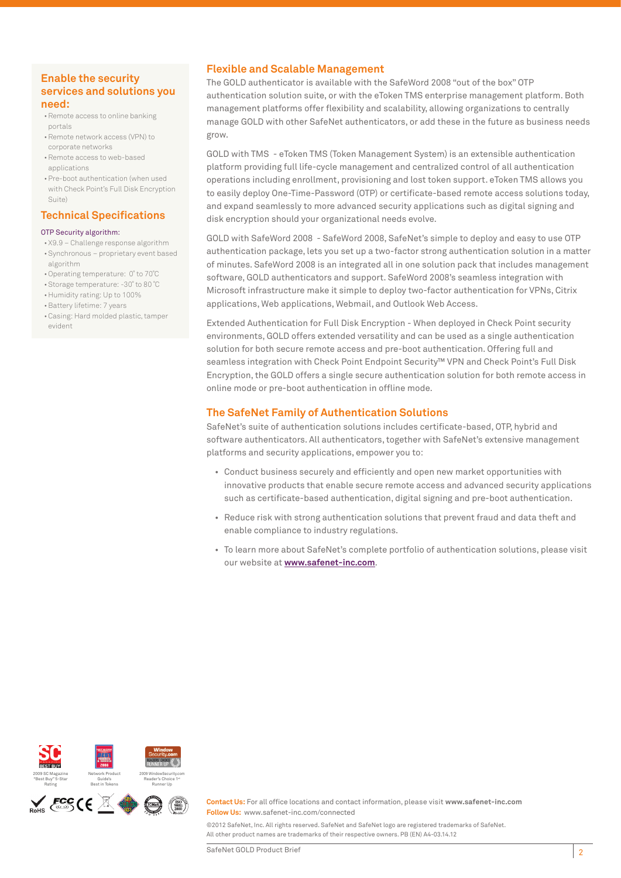## Enable the security services and solutions you need:

- Remote access to online banking portals
- Remote network access (VPN) to corporate networks
- Remote access to web-based applications
- Pre-boot authentication (when used with Check Point's Full Disk Encryption Suite)

## Technical Specifications

OTP Security algorithm:

- X9.9 – Challenge response algorithm
- Synchronous – proprietary event based algorithm
- Operating temperature: 0° to 70°C
- Storage temperature: -30° to 80°C
- Humidity rating: Up to 100%
- Battery lifetime: 7 years
- Casing: Hard molded plastic, tamper evident

## Flexible and Scalable Management

The GOLD authenticator is available with the SafeWord 2008 "out of the box" OTP authentication solution suite, or with the eToken TMS enterprise management platform. Both management platforms offer flexibility and scalability, allowing organizations to centrally manage GOLD with other SafeNet authenticators, or add these in the future as business needs grow.

GOLD with TMS - eToken TMS (Token Management System) is an extensible authentication platform providing full life-cycle management and centralized control of all authentication operations including enrollment, provisioning and lost token support. eToken TMS allows you to easily deploy One-Time-Password (OTP) or certificate-based remote access solutions today, and expand seamlessly to more advanced security applications such as digital signing and disk encryption should your organizational needs evolve.

GOLD with SafeWord 2008 - SafeWord 2008, SafeNet's simple to deploy and easy to use OTP authentication package, lets you set up a two-factor strong authentication solution in a matter of minutes. SafeWord 2008 is an integrated all in one solution pack that includes management software, GOLD authenticators and support. SafeWord 2008's seamless integration with Microsoft infrastructure make it simple to deploy two-factor authentication for VPNs, Citrix applications, Web applications, Webmail, and Outlook Web Access.

Extended Authentication for Full Disk Encryption - When deployed in Check Point security environments, GOLD offers extended versatility and can be used as a single authentication solution for both secure remote access and pre-boot authentication. Offering full and seamless integration with Check Point Endpoint Security™ VPN and Check Point's Full Disk Encryption, the GOLD offers a single secure authentication solution for both remote access in online mode or pre-boot authentication in offline mode.

## The SafeNet Family of Authentication Solutions

SafeNet's suite of authentication solutions includes certificate-based, OTP, hybrid and software authenticators. All authenticators, together with SafeNet's extensive management platforms and security applications, empower you to:

- Conduct business securely and efficiently and open new market opportunities with innovative products that enable secure remote access and advanced security applications such as certificate-based authentication, digital signing and pre-boot authentication.
- Reduce risk with strong authentication solutions that prevent fraud and data theft and enable compliance to industry regulations.
- To learn more about SafeNet's complete portfolio of authentication solutions, please visit our website at **www.safenet-inc.com**.

2009 SC Magazine "Best Buy" 5-Star Rating

Network Product Guide's Best in Tokens

2009 WindowSecurity.com Reader's Choice 1st Runner Up

**Contact Us:** For all office locations and contact information, please visit **www.safenet-inc.com**
**Follow Us:** www.safenet-inc.com/connected

©2012 SafeNet, Inc. All rights reserved. SafeNet and SafeNet logo are registered trademarks of SafeNet. All other product names are trademarks of their respective owners. PB (EN) A4-03.14.12